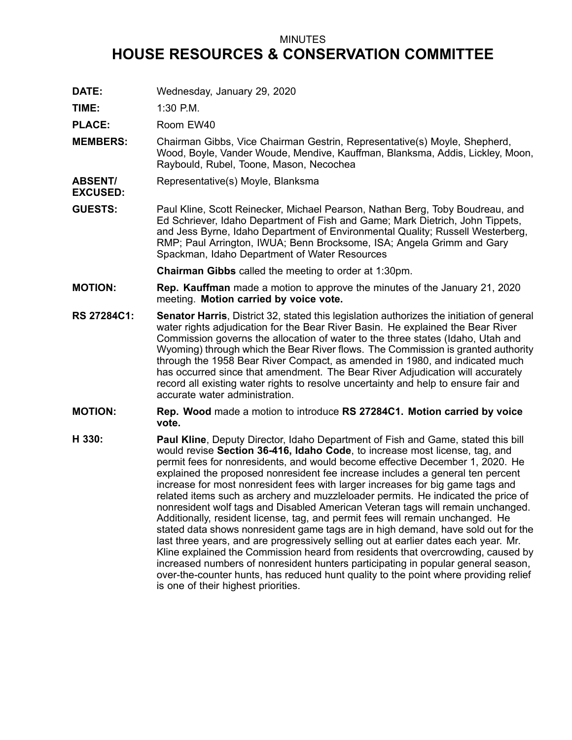MINUTES

# HOUSE RESOURCES & CONSERVATION COMMITTEE

**DATE:** Wednesday, January 29, 2020

**TIME:** 1:30 P.M.

**PLACE:** Room EW40

**MEMBERS:** Chairman Gibbs, Vice Chairman Gestrin, Representative(s) Moyle, Shepherd, Wood, Boyle, Vander Woude, Mendive, Kauffman, Blanksma, Addis, Lickley, Moon, Raybould, Rubel, Toone, Mason, Necochea

**ABSENT/ EXCUSED:** Representative(s) Moyle, Blanksma

**GUESTS:** Paul Kline, Scott Reinecker, Michael Pearson, Nathan Berg, Toby Boudreau, and Ed Schriever, Idaho Department of Fish and Game; Mark Dietrich, John Tippets, and Jess Byrne, Idaho Department of Environmental Quality; Russell Westerberg, RMP; Paul Arrington, IWUA; Benn Brocksome, ISA; Angela Grimm and Gary Spackman, Idaho Department of Water Resources

**Chairman Gibbs** called the meeting to order at 1:30pm.

**MOTION:** **Rep. Kauffman** made a motion to approve the minutes of the January 21, 2020 meeting. **Motion carried by voice vote.**

**RS 27284C1:** **Senator Harris**, District 32, stated this legislation authorizes the initiation of general water rights adjudication for the Bear River Basin. He explained the Bear River Commission governs the allocation of water to the three states (Idaho, Utah and Wyoming) through which the Bear River flows. The Commission is granted authority through the 1958 Bear River Compact, as amended in 1980, and indicated much has occurred since that amendment. The Bear River Adjudication will accurately record all existing water rights to resolve uncertainty and help to ensure fair and accurate water administration.

**MOTION:** **Rep. Wood** made a motion to introduce **RS 27284C1. Motion carried by voice vote.**

**H 330:** **Paul Kline**, Deputy Director, Idaho Department of Fish and Game, stated this bill would revise **Section 36-416, Idaho Code**, to increase most license, tag, and permit fees for nonresidents, and would become effective December 1, 2020. He explained the proposed nonresident fee increase includes a general ten percent increase for most nonresident fees with larger increases for big game tags and related items such as archery and muzzleloader permits. He indicated the price of nonresident wolf tags and Disabled American Veteran tags will remain unchanged. Additionally, resident license, tag, and permit fees will remain unchanged. He stated data shows nonresident game tags are in high demand, have sold out for the last three years, and are progressively selling out at earlier dates each year. Mr. Kline explained the Commission heard from residents that overcrowding, caused by increased numbers of nonresident hunters participating in popular general season, over-the-counter hunts, has reduced hunt quality to the point where providing relief is one of their highest priorities.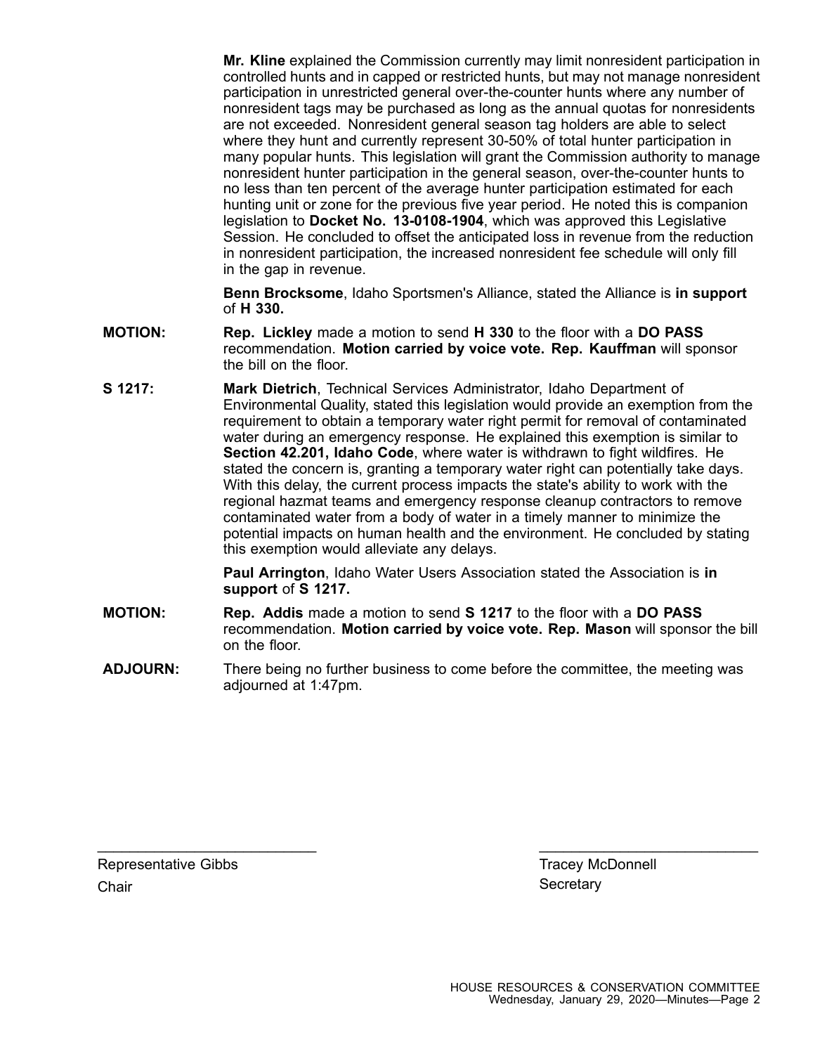**Mr. Kline** explained the Commission currently may limit nonresident participation in controlled hunts and in capped or restricted hunts, but may not manage nonresident participation in unrestricted general over-the-counter hunts where any number of nonresident tags may be purchased as long as the annual quotas for nonresidents are not exceeded. Nonresident general season tag holders are able to select where they hunt and currently represent 30-50% of total hunter participation in many popular hunts. This legislation will grant the Commission authority to manage nonresident hunter participation in the general season, over-the-counter hunts to no less than ten percent of the average hunter participation estimated for each hunting unit or zone for the previous five year period. He noted this is companion legislation to **Docket No. 13-0108-1904**, which was approved this Legislative Session. He concluded to offset the anticipated loss in revenue from the reduction in nonresident participation, the increased nonresident fee schedule will only fill in the gap in revenue.

**Benn Brocksome**, Idaho Sportsmen's Alliance, stated the Alliance is **in support** of **H 330.**

**MOTION:** **Rep. Lickley** made a motion to send **H 330** to the floor with a **DO PASS** recommendation. **Motion carried by voice vote. Rep. Kauffman** will sponsor the bill on the floor.

**S 1217:** **Mark Dietrich**, Technical Services Administrator, Idaho Department of Environmental Quality, stated this legislation would provide an exemption from the requirement to obtain a temporary water right permit for removal of contaminated water during an emergency response. He explained this exemption is similar to **Section 42.201, Idaho Code**, where water is withdrawn to fight wildfires. He stated the concern is, granting a temporary water right can potentially take days. With this delay, the current process impacts the state's ability to work with the regional hazmat teams and emergency response cleanup contractors to remove contaminated water from a body of water in a timely manner to minimize the potential impacts on human health and the environment. He concluded by stating this exemption would alleviate any delays.

**Paul Arrington**, Idaho Water Users Association stated the Association is **in support** of **S 1217.**

**MOTION:** **Rep. Addis** made a motion to send **S 1217** to the floor with a **DO PASS** recommendation. **Motion carried by voice vote. Rep. Mason** will sponsor the bill on the floor.

**ADJOURN:** There being no further business to come before the committee, the meeting was adjourned at 1:47pm.

___________________________
Representative Gibbs
Chair

___________________________
Tracey McDonnell
Secretary